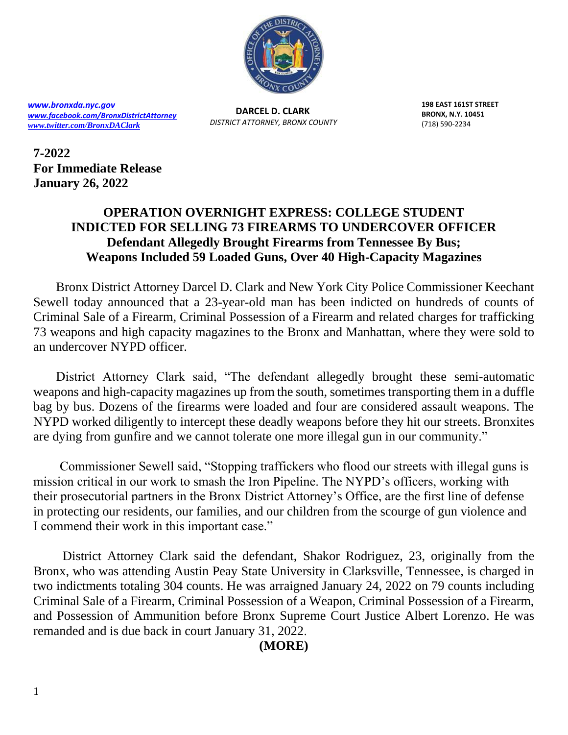www.bronxda.nyc.gov
www.facebook.com/BronxDistrictAttorney
www.twitter.com/BronxDAClark

**DARCEL D. CLARK**
*DISTRICT ATTORNEY, BRONX COUNTY*

**198 EAST 161ST STREET**
**BRONX, N.Y. 10451**
(718) 590-2234

**7-2022**
**For Immediate Release**
**January 26, 2022**

# OPERATION OVERNIGHT EXPRESS: COLLEGE STUDENT INDICTED FOR SELLING 73 FIREARMS TO UNDERCOVER OFFICER

## Defendant Allegedly Brought Firearms from Tennessee By Bus; Weapons Included 59 Loaded Guns, Over 40 High-Capacity Magazines

Bronx District Attorney Darcel D. Clark and New York City Police Commissioner Keechant Sewell today announced that a 23-year-old man has been indicted on hundreds of counts of Criminal Sale of a Firearm, Criminal Possession of a Firearm and related charges for trafficking 73 weapons and high capacity magazines to the Bronx and Manhattan, where they were sold to an undercover NYPD officer.

District Attorney Clark said, "The defendant allegedly brought these semi-automatic weapons and high-capacity magazines up from the south, sometimes transporting them in a duffle bag by bus. Dozens of the firearms were loaded and four are considered assault weapons. The NYPD worked diligently to intercept these deadly weapons before they hit our streets. Bronxites are dying from gunfire and we cannot tolerate one more illegal gun in our community."

Commissioner Sewell said, "Stopping traffickers who flood our streets with illegal guns is mission critical in our work to smash the Iron Pipeline. The NYPD's officers, working with their prosecutorial partners in the Bronx District Attorney's Office, are the first line of defense in protecting our residents, our families, and our children from the scourge of gun violence and I commend their work in this important case."

District Attorney Clark said the defendant, Shakor Rodriguez, 23, originally from the Bronx, who was attending Austin Peay State University in Clarksville, Tennessee, is charged in two indictments totaling 304 counts. He was arraigned January 24, 2022 on 79 counts including Criminal Sale of a Firearm, Criminal Possession of a Weapon, Criminal Possession of a Firearm, and Possession of Ammunition before Bronx Supreme Court Justice Albert Lorenzo. He was remanded and is due back in court January 31, 2022.

**(MORE)**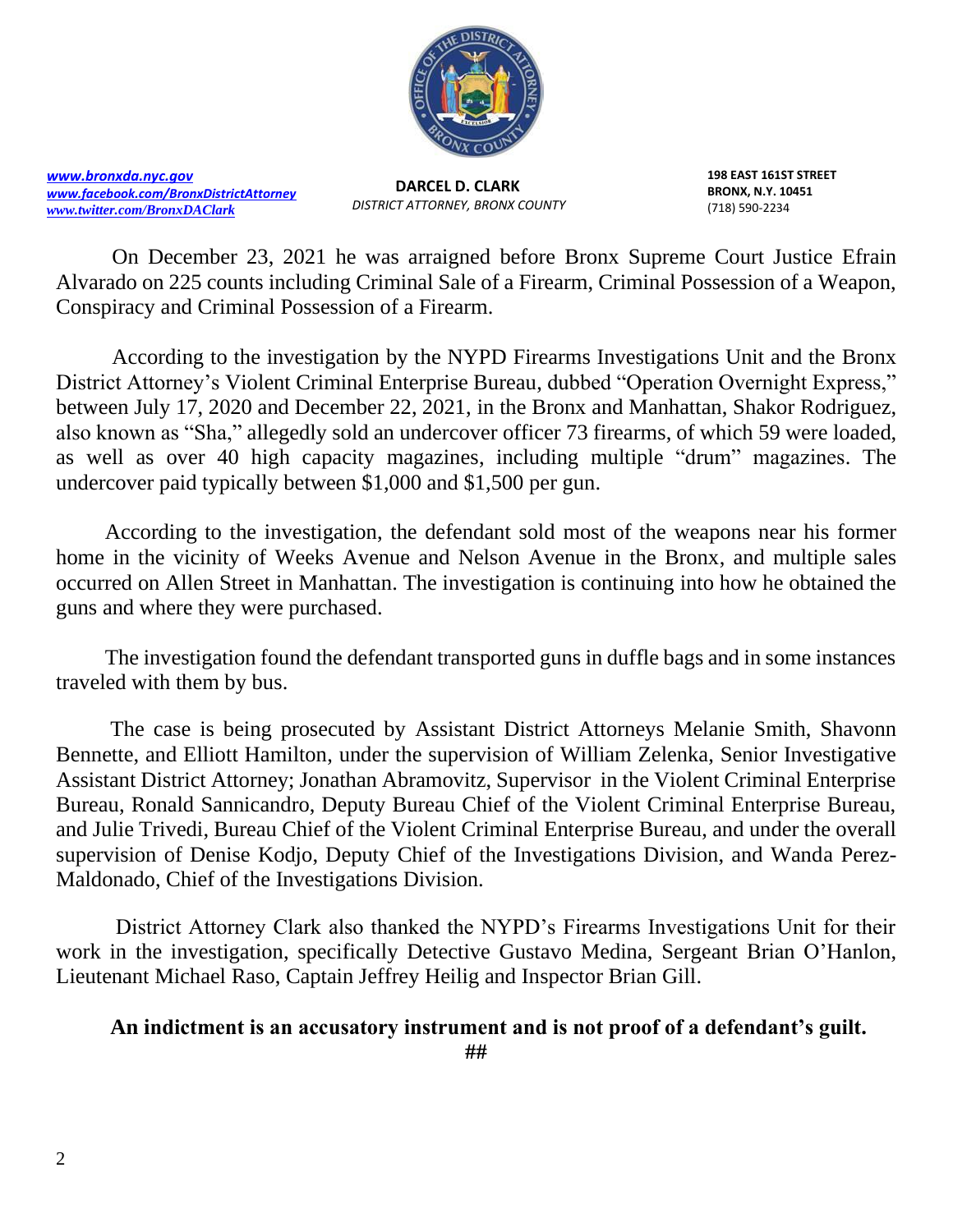[www.bronxda.nyc.gov](http://www.bronxda.nyc.gov)
[www.facebook.com/BronxDistrictAttorney](http://www.facebook.com/BronxDistrictAttorney)
[www.twitter.com/BronxDAClark](http://www.twitter.com/BronxDAClark)

**DARCEL D. CLARK**
*DISTRICT ATTORNEY, BRONX COUNTY*

**198 EAST 161ST STREET**
**BRONX, N.Y. 10451**
(718) 590-2234

On December 23, 2021 he was arraigned before Bronx Supreme Court Justice Efrain Alvarado on 225 counts including Criminal Sale of a Firearm, Criminal Possession of a Weapon, Conspiracy and Criminal Possession of a Firearm.

According to the investigation by the NYPD Firearms Investigations Unit and the Bronx District Attorney's Violent Criminal Enterprise Bureau, dubbed "Operation Overnight Express," between July 17, 2020 and December 22, 2021, in the Bronx and Manhattan, Shakor Rodriguez, also known as "Sha," allegedly sold an undercover officer 73 firearms, of which 59 were loaded, as well as over 40 high capacity magazines, including multiple "drum" magazines. The undercover paid typically between $1,000 and $1,500 per gun.

According to the investigation, the defendant sold most of the weapons near his former home in the vicinity of Weeks Avenue and Nelson Avenue in the Bronx, and multiple sales occurred on Allen Street in Manhattan. The investigation is continuing into how he obtained the guns and where they were purchased.

The investigation found the defendant transported guns in duffle bags and in some instances traveled with them by bus.

The case is being prosecuted by Assistant District Attorneys Melanie Smith, Shavonn Bennette, and Elliott Hamilton, under the supervision of William Zelenka, Senior Investigative Assistant District Attorney; Jonathan Abramovitz, Supervisor in the Violent Criminal Enterprise Bureau, Ronald Sannicandro, Deputy Bureau Chief of the Violent Criminal Enterprise Bureau, and Julie Trivedi, Bureau Chief of the Violent Criminal Enterprise Bureau, and under the overall supervision of Denise Kodjo, Deputy Chief of the Investigations Division, and Wanda Perez-Maldonado, Chief of the Investigations Division.

District Attorney Clark also thanked the NYPD's Firearms Investigations Unit for their work in the investigation, specifically Detective Gustavo Medina, Sergeant Brian O'Hanlon, Lieutenant Michael Raso, Captain Jeffrey Heilig and Inspector Brian Gill.

**An indictment is an accusatory instrument and is not proof of a defendant's guilt.**

**##**